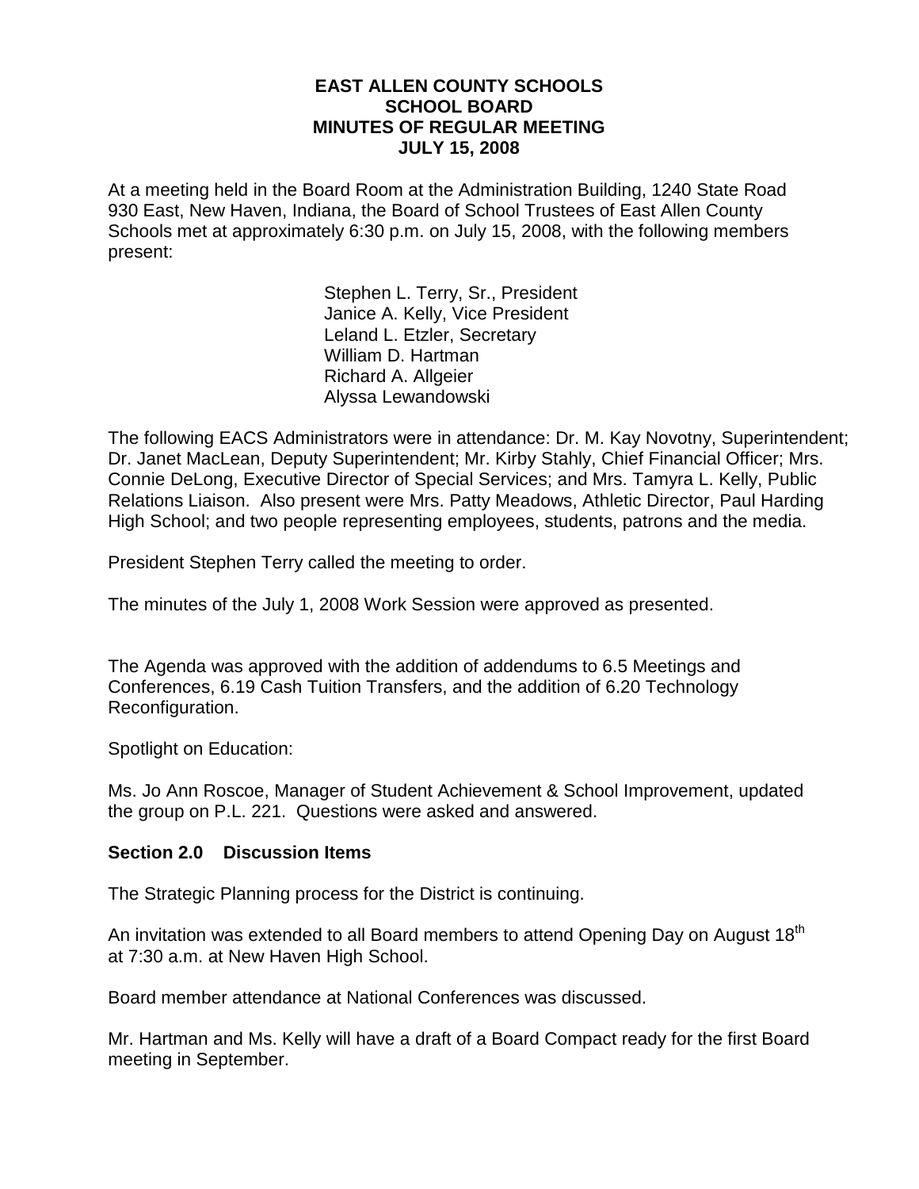# EAST ALLEN COUNTY SCHOOLS
## SCHOOL BOARD
## MINUTES OF REGULAR MEETING
## JULY 15, 2008

At a meeting held in the Board Room at the Administration Building, 1240 State Road 930 East, New Haven, Indiana, the Board of School Trustees of East Allen County Schools met at approximately 6:30 p.m. on July 15, 2008, with the following members present:

Stephen L. Terry, Sr., President
Janice A. Kelly, Vice President
Leland L. Etzler, Secretary
William D. Hartman
Richard A. Allgeier
Alyssa Lewandowski

The following EACS Administrators were in attendance: Dr. M. Kay Novotny, Superintendent; Dr. Janet MacLean, Deputy Superintendent; Mr. Kirby Stahly, Chief Financial Officer; Mrs. Connie DeLong, Executive Director of Special Services; and Mrs. Tamyra L. Kelly, Public Relations Liaison. Also present were Mrs. Patty Meadows, Athletic Director, Paul Harding High School; and two people representing employees, students, patrons and the media.

President Stephen Terry called the meeting to order.

The minutes of the July 1, 2008 Work Session were approved as presented.

The Agenda was approved with the addition of addendums to 6.5 Meetings and Conferences, 6.19 Cash Tuition Transfers, and the addition of 6.20 Technology Reconfiguration.

Spotlight on Education:

Ms. Jo Ann Roscoe, Manager of Student Achievement & School Improvement, updated the group on P.L. 221. Questions were asked and answered.

### Section 2.0 Discussion Items

The Strategic Planning process for the District is continuing.

An invitation was extended to all Board members to attend Opening Day on August 18th at 7:30 a.m. at New Haven High School.

Board member attendance at National Conferences was discussed.

Mr. Hartman and Ms. Kelly will have a draft of a Board Compact ready for the first Board meeting in September.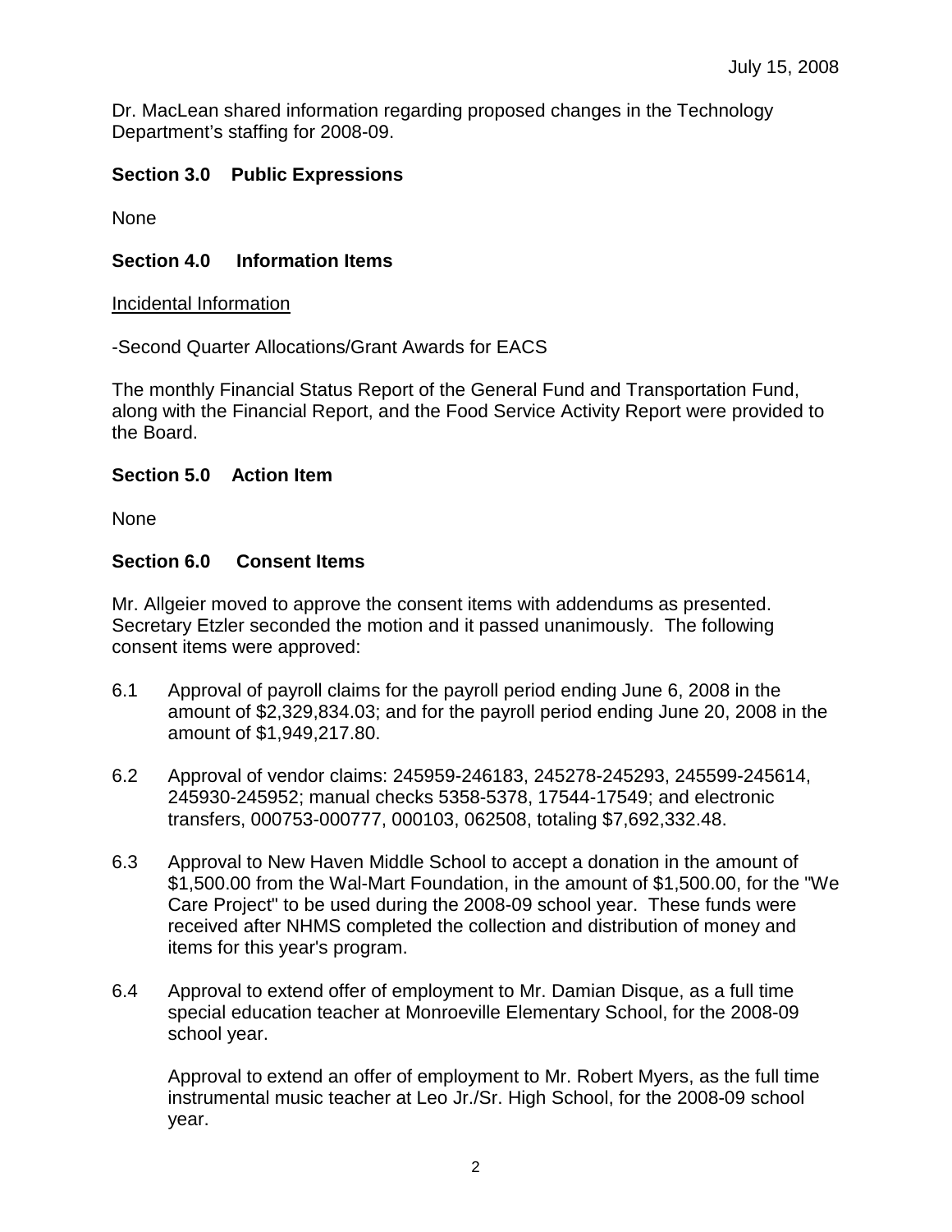Dr. MacLean shared information regarding proposed changes in the Technology Department's staffing for 2008-09.

**Section 3.0 Public Expressions**

None

**Section 4.0 Information Items**

Incidental Information

-Second Quarter Allocations/Grant Awards for EACS

The monthly Financial Status Report of the General Fund and Transportation Fund, along with the Financial Report, and the Food Service Activity Report were provided to the Board.

**Section 5.0 Action Item**

None

**Section 6.0 Consent Items**

Mr. Allgeier moved to approve the consent items with addendums as presented. Secretary Etzler seconded the motion and it passed unanimously. The following consent items were approved:

6.1 Approval of payroll claims for the payroll period ending June 6, 2008 in the amount of $2,329,834.03; and for the payroll period ending June 20, 2008 in the amount of $1,949,217.80.

6.2 Approval of vendor claims: 245959-246183, 245278-245293, 245599-245614, 245930-245952; manual checks 5358-5378, 17544-17549; and electronic transfers, 000753-000777, 000103, 062508, totaling $7,692,332.48.

6.3 Approval to New Haven Middle School to accept a donation in the amount of $1,500.00 from the Wal-Mart Foundation, in the amount of $1,500.00, for the "We Care Project" to be used during the 2008-09 school year. These funds were received after NHMS completed the collection and distribution of money and items for this year's program.

6.4 Approval to extend offer of employment to Mr. Damian Disque, as a full time special education teacher at Monroeville Elementary School, for the 2008-09 school year.

Approval to extend an offer of employment to Mr. Robert Myers, as the full time instrumental music teacher at Leo Jr./Sr. High School, for the 2008-09 school year.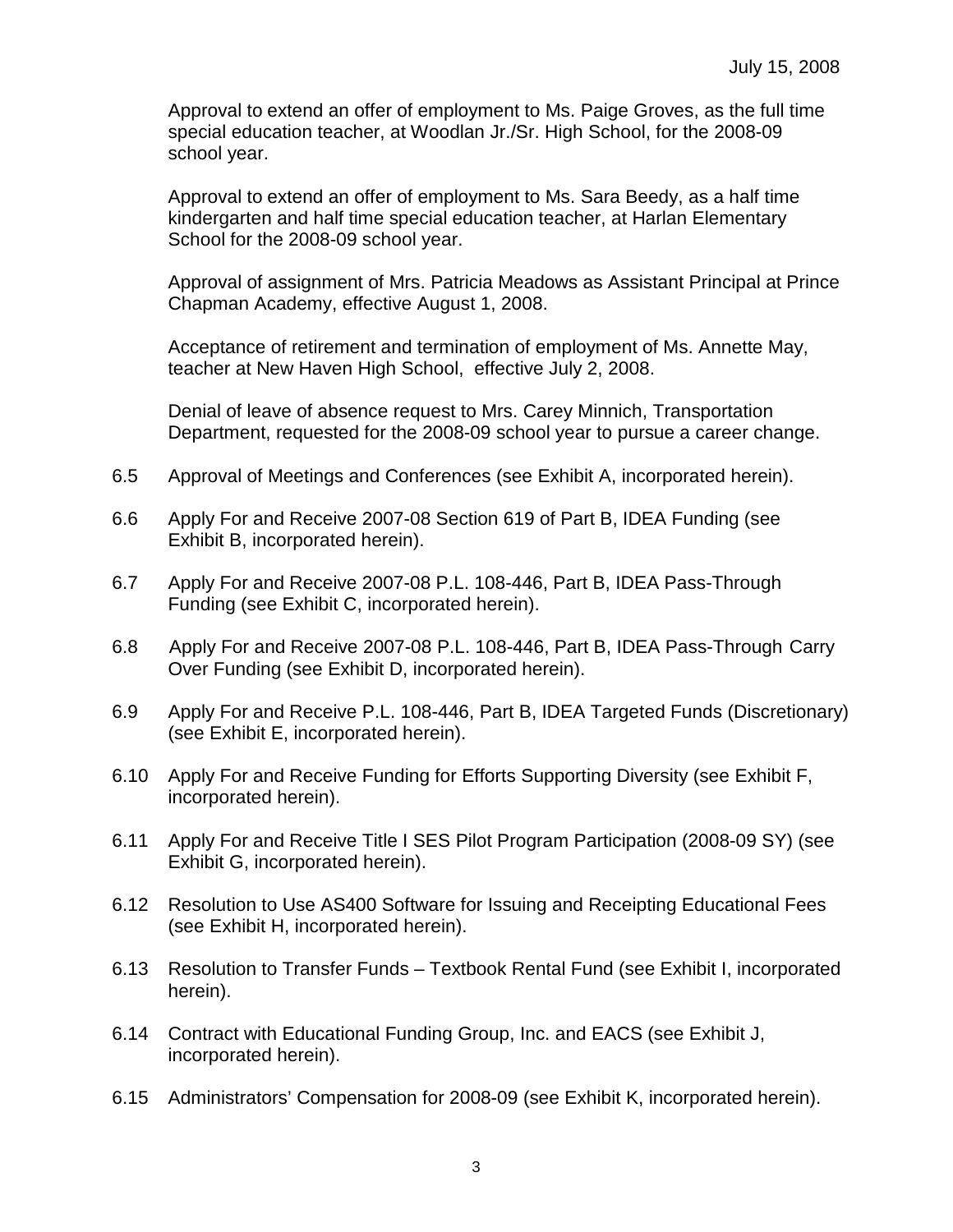July 15, 2008

Approval to extend an offer of employment to Ms. Paige Groves, as the full time special education teacher, at Woodlan Jr./Sr. High School, for the 2008-09 school year.

Approval to extend an offer of employment to Ms. Sara Beedy, as a half time kindergarten and half time special education teacher, at Harlan Elementary School for the 2008-09 school year.

Approval of assignment of Mrs. Patricia Meadows as Assistant Principal at Prince Chapman Academy, effective August 1, 2008.

Acceptance of retirement and termination of employment of Ms. Annette May, teacher at New Haven High School, effective July 2, 2008.

Denial of leave of absence request to Mrs. Carey Minnich, Transportation Department, requested for the 2008-09 school year to pursue a career change.

6.5 Approval of Meetings and Conferences (see Exhibit A, incorporated herein).

6.6 Apply For and Receive 2007-08 Section 619 of Part B, IDEA Funding (see Exhibit B, incorporated herein).

6.7 Apply For and Receive 2007-08 P.L. 108-446, Part B, IDEA Pass-Through Funding (see Exhibit C, incorporated herein).

6.8 Apply For and Receive 2007-08 P.L. 108-446, Part B, IDEA Pass-Through Carry Over Funding (see Exhibit D, incorporated herein).

6.9 Apply For and Receive P.L. 108-446, Part B, IDEA Targeted Funds (Discretionary) (see Exhibit E, incorporated herein).

6.10 Apply For and Receive Funding for Efforts Supporting Diversity (see Exhibit F, incorporated herein).

6.11 Apply For and Receive Title I SES Pilot Program Participation (2008-09 SY) (see Exhibit G, incorporated herein).

6.12 Resolution to Use AS400 Software for Issuing and Receipting Educational Fees (see Exhibit H, incorporated herein).

6.13 Resolution to Transfer Funds – Textbook Rental Fund (see Exhibit I, incorporated herein).

6.14 Contract with Educational Funding Group, Inc. and EACS (see Exhibit J, incorporated herein).

6.15 Administrators' Compensation for 2008-09 (see Exhibit K, incorporated herein).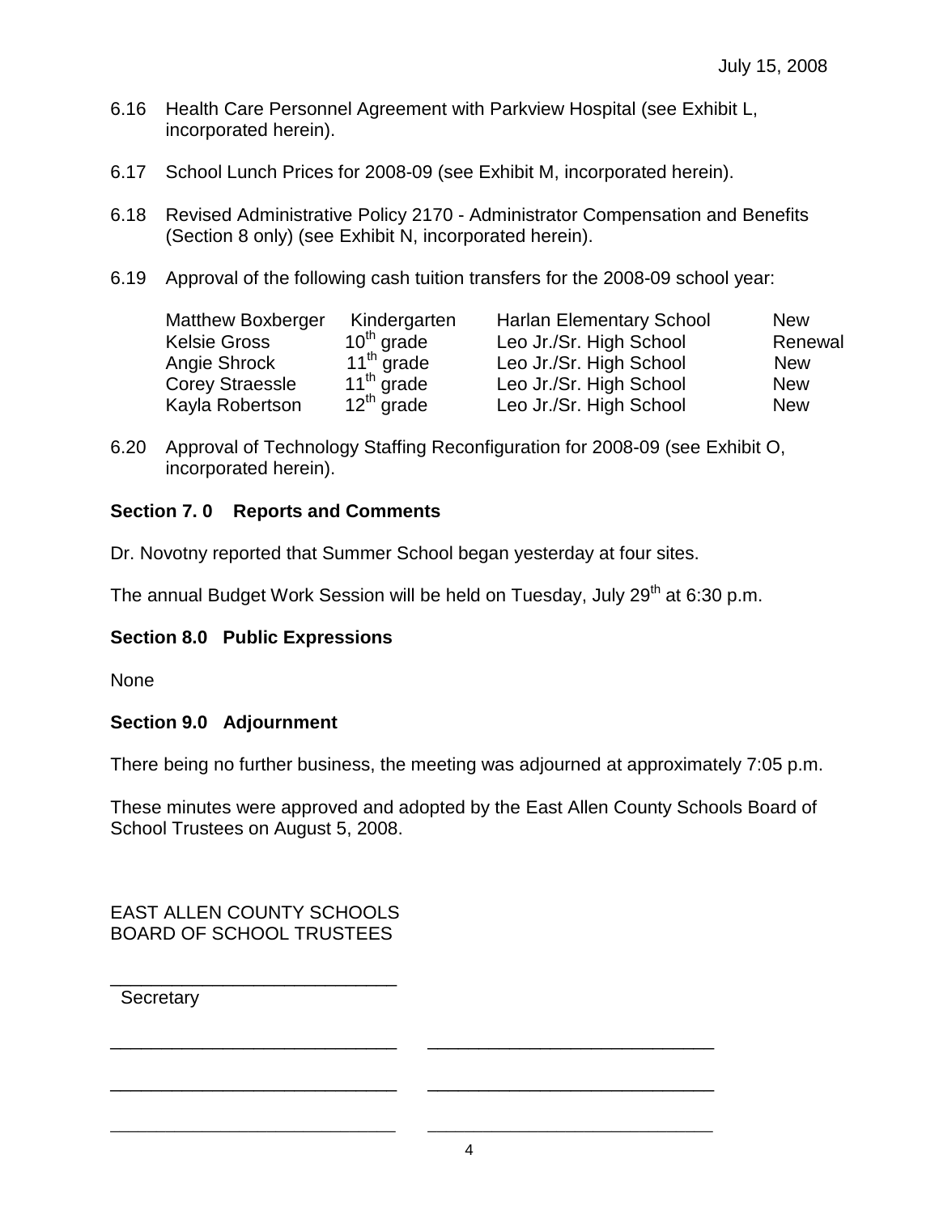July 15, 2008

6.16 Health Care Personnel Agreement with Parkview Hospital (see Exhibit L, incorporated herein).

6.17 School Lunch Prices for 2008-09 (see Exhibit M, incorporated herein).

6.18 Revised Administrative Policy 2170 - Administrator Compensation and Benefits (Section 8 only) (see Exhibit N, incorporated herein).

6.19 Approval of the following cash tuition transfers for the 2008-09 school year:

| | | | |
|---|---|---|---|
| Matthew Boxberger | Kindergarten | Harlan Elementary School | New |
| Kelsie Gross | 10th grade | Leo Jr./Sr. High School | Renewal |
| Angie Shrock | 11th grade | Leo Jr./Sr. High School | New |
| Corey Straessle | 11th grade | Leo Jr./Sr. High School | New |
| Kayla Robertson | 12th grade | Leo Jr./Sr. High School | New |

6.20 Approval of Technology Staffing Reconfiguration for 2008-09 (see Exhibit O, incorporated herein).

## Section 7. 0 Reports and Comments

Dr. Novotny reported that Summer School began yesterday at four sites.

The annual Budget Work Session will be held on Tuesday, July 29th at 6:30 p.m.

## Section 8.0 Public Expressions

None

## Section 9.0 Adjournment

There being no further business, the meeting was adjourned at approximately 7:05 p.m.

These minutes were approved and adopted by the East Allen County Schools Board of School Trustees on August 5, 2008.

EAST ALLEN COUNTY SCHOOLS
BOARD OF SCHOOL TRUSTEES

\_\_\_\_\_\_\_\_\_\_\_\_\_\_\_\_\_\_\_\_\_\_\_\_\_\_\_\_
Secretary

\_\_\_\_\_\_\_\_\_\_\_\_\_\_\_\_\_\_\_\_\_\_\_\_\_\_\_\_ \_\_\_\_\_\_\_\_\_\_\_\_\_\_\_\_\_\_\_\_\_\_\_\_\_\_\_\_

\_\_\_\_\_\_\_\_\_\_\_\_\_\_\_\_\_\_\_\_\_\_\_\_\_\_\_\_ \_\_\_\_\_\_\_\_\_\_\_\_\_\_\_\_\_\_\_\_\_\_\_\_\_\_\_\_

\_\_\_\_\_\_\_\_\_\_\_\_\_\_\_\_\_\_\_\_\_\_\_\_\_\_\_\_ \_\_\_\_\_\_\_\_\_\_\_\_\_\_\_\_\_\_\_\_\_\_\_\_\_\_\_\_